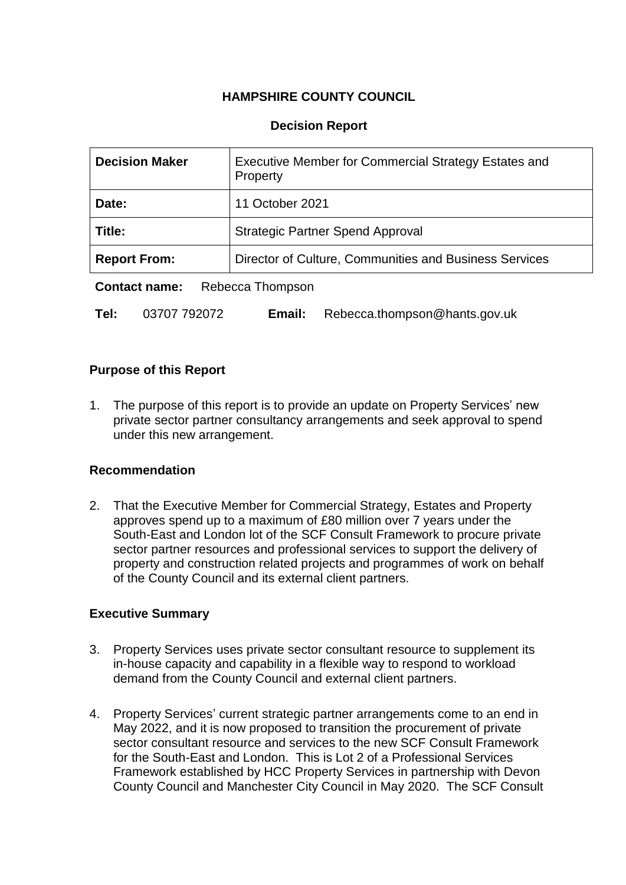**HAMPSHIRE COUNTY COUNCIL**

**Decision Report**

| **Decision Maker** | Executive Member for Commercial Strategy Estates and Property |
|---|---|
| **Date:** | 11 October 2021 |
| **Title:** | Strategic Partner Spend Approval |
| **Report From:** | Director of Culture, Communities and Business Services |

**Contact name:** Rebecca Thompson

**Tel:** 03707 792072 **Email:** Rebecca.thompson@hants.gov.uk

## Purpose of this Report

1. The purpose of this report is to provide an update on Property Services' new private sector partner consultancy arrangements and seek approval to spend under this new arrangement.

## Recommendation

2. That the Executive Member for Commercial Strategy, Estates and Property approves spend up to a maximum of £80 million over 7 years under the South-East and London lot of the SCF Consult Framework to procure private sector partner resources and professional services to support the delivery of property and construction related projects and programmes of work on behalf of the County Council and its external client partners.

## Executive Summary

3. Property Services uses private sector consultant resource to supplement its in-house capacity and capability in a flexible way to respond to workload demand from the County Council and external client partners.

4. Property Services' current strategic partner arrangements come to an end in May 2022, and it is now proposed to transition the procurement of private sector consultant resource and services to the new SCF Consult Framework for the South-East and London. This is Lot 2 of a Professional Services Framework established by HCC Property Services in partnership with Devon County Council and Manchester City Council in May 2020. The SCF Consult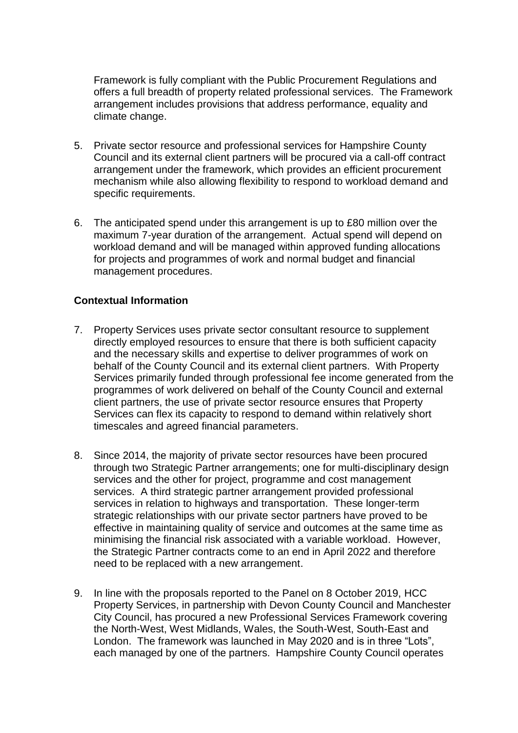Framework is fully compliant with the Public Procurement Regulations and offers a full breadth of property related professional services. The Framework arrangement includes provisions that address performance, equality and climate change.

5. Private sector resource and professional services for Hampshire County Council and its external client partners will be procured via a call-off contract arrangement under the framework, which provides an efficient procurement mechanism while also allowing flexibility to respond to workload demand and specific requirements.

6. The anticipated spend under this arrangement is up to £80 million over the maximum 7-year duration of the arrangement. Actual spend will depend on workload demand and will be managed within approved funding allocations for projects and programmes of work and normal budget and financial management procedures.

**Contextual Information**

7. Property Services uses private sector consultant resource to supplement directly employed resources to ensure that there is both sufficient capacity and the necessary skills and expertise to deliver programmes of work on behalf of the County Council and its external client partners. With Property Services primarily funded through professional fee income generated from the programmes of work delivered on behalf of the County Council and external client partners, the use of private sector resource ensures that Property Services can flex its capacity to respond to demand within relatively short timescales and agreed financial parameters.

8. Since 2014, the majority of private sector resources have been procured through two Strategic Partner arrangements; one for multi-disciplinary design services and the other for project, programme and cost management services. A third strategic partner arrangement provided professional services in relation to highways and transportation. These longer-term strategic relationships with our private sector partners have proved to be effective in maintaining quality of service and outcomes at the same time as minimising the financial risk associated with a variable workload. However, the Strategic Partner contracts come to an end in April 2022 and therefore need to be replaced with a new arrangement.

9. In line with the proposals reported to the Panel on 8 October 2019, HCC Property Services, in partnership with Devon County Council and Manchester City Council, has procured a new Professional Services Framework covering the North-West, West Midlands, Wales, the South-West, South-East and London. The framework was launched in May 2020 and is in three "Lots", each managed by one of the partners. Hampshire County Council operates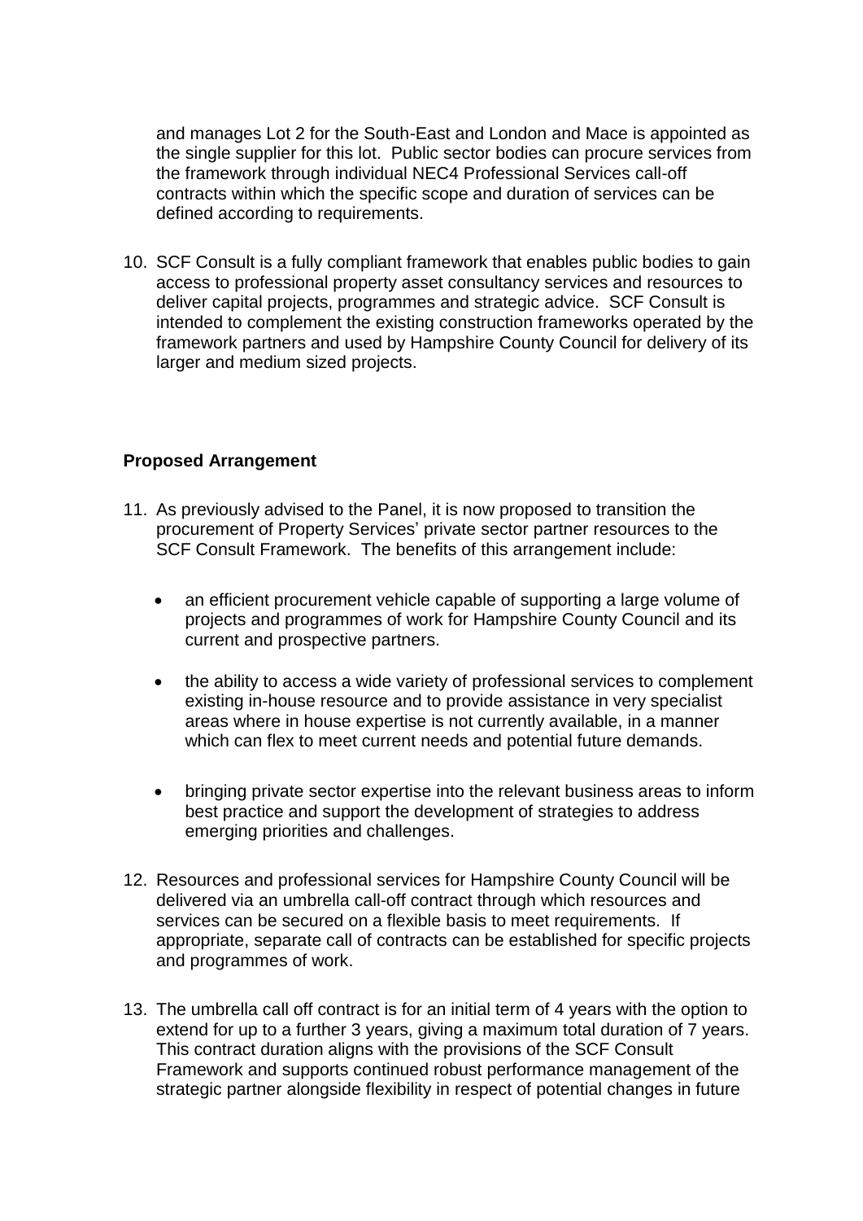and manages Lot 2 for the South-East and London and Mace is appointed as the single supplier for this lot. Public sector bodies can procure services from the framework through individual NEC4 Professional Services call-off contracts within which the specific scope and duration of services can be defined according to requirements.

10. SCF Consult is a fully compliant framework that enables public bodies to gain access to professional property asset consultancy services and resources to deliver capital projects, programmes and strategic advice. SCF Consult is intended to complement the existing construction frameworks operated by the framework partners and used by Hampshire County Council for delivery of its larger and medium sized projects.

**Proposed Arrangement**

11. As previously advised to the Panel, it is now proposed to transition the procurement of Property Services' private sector partner resources to the SCF Consult Framework. The benefits of this arrangement include:

    - an efficient procurement vehicle capable of supporting a large volume of projects and programmes of work for Hampshire County Council and its current and prospective partners.

    - the ability to access a wide variety of professional services to complement existing in-house resource and to provide assistance in very specialist areas where in house expertise is not currently available, in a manner which can flex to meet current needs and potential future demands.

    - bringing private sector expertise into the relevant business areas to inform best practice and support the development of strategies to address emerging priorities and challenges.

12. Resources and professional services for Hampshire County Council will be delivered via an umbrella call-off contract through which resources and services can be secured on a flexible basis to meet requirements. If appropriate, separate call of contracts can be established for specific projects and programmes of work.

13. The umbrella call off contract is for an initial term of 4 years with the option to extend for up to a further 3 years, giving a maximum total duration of 7 years. This contract duration aligns with the provisions of the SCF Consult Framework and supports continued robust performance management of the strategic partner alongside flexibility in respect of potential changes in future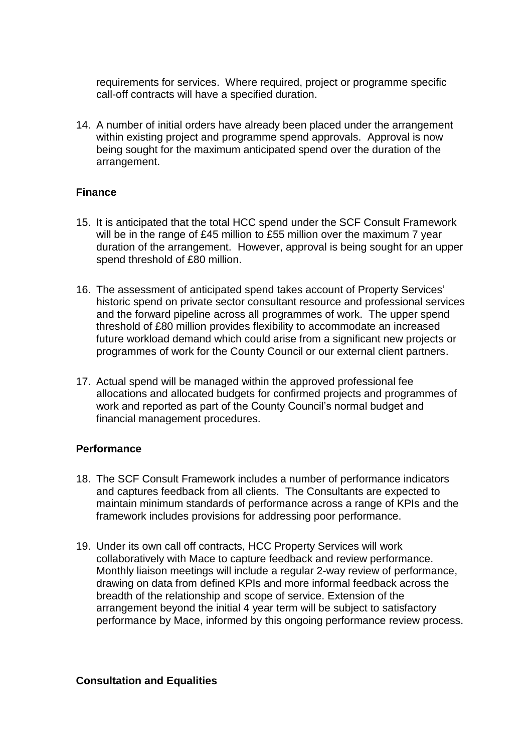requirements for services. Where required, project or programme specific call-off contracts will have a specified duration.

14. A number of initial orders have already been placed under the arrangement within existing project and programme spend approvals. Approval is now being sought for the maximum anticipated spend over the duration of the arrangement.

## Finance

15. It is anticipated that the total HCC spend under the SCF Consult Framework will be in the range of £45 million to £55 million over the maximum 7 year duration of the arrangement. However, approval is being sought for an upper spend threshold of £80 million.

16. The assessment of anticipated spend takes account of Property Services' historic spend on private sector consultant resource and professional services and the forward pipeline across all programmes of work. The upper spend threshold of £80 million provides flexibility to accommodate an increased future workload demand which could arise from a significant new projects or programmes of work for the County Council or our external client partners.

17. Actual spend will be managed within the approved professional fee allocations and allocated budgets for confirmed projects and programmes of work and reported as part of the County Council's normal budget and financial management procedures.

## Performance

18. The SCF Consult Framework includes a number of performance indicators and captures feedback from all clients. The Consultants are expected to maintain minimum standards of performance across a range of KPIs and the framework includes provisions for addressing poor performance.

19. Under its own call off contracts, HCC Property Services will work collaboratively with Mace to capture feedback and review performance. Monthly liaison meetings will include a regular 2-way review of performance, drawing on data from defined KPIs and more informal feedback across the breadth of the relationship and scope of service. Extension of the arrangement beyond the initial 4 year term will be subject to satisfactory performance by Mace, informed by this ongoing performance review process.

## Consultation and Equalities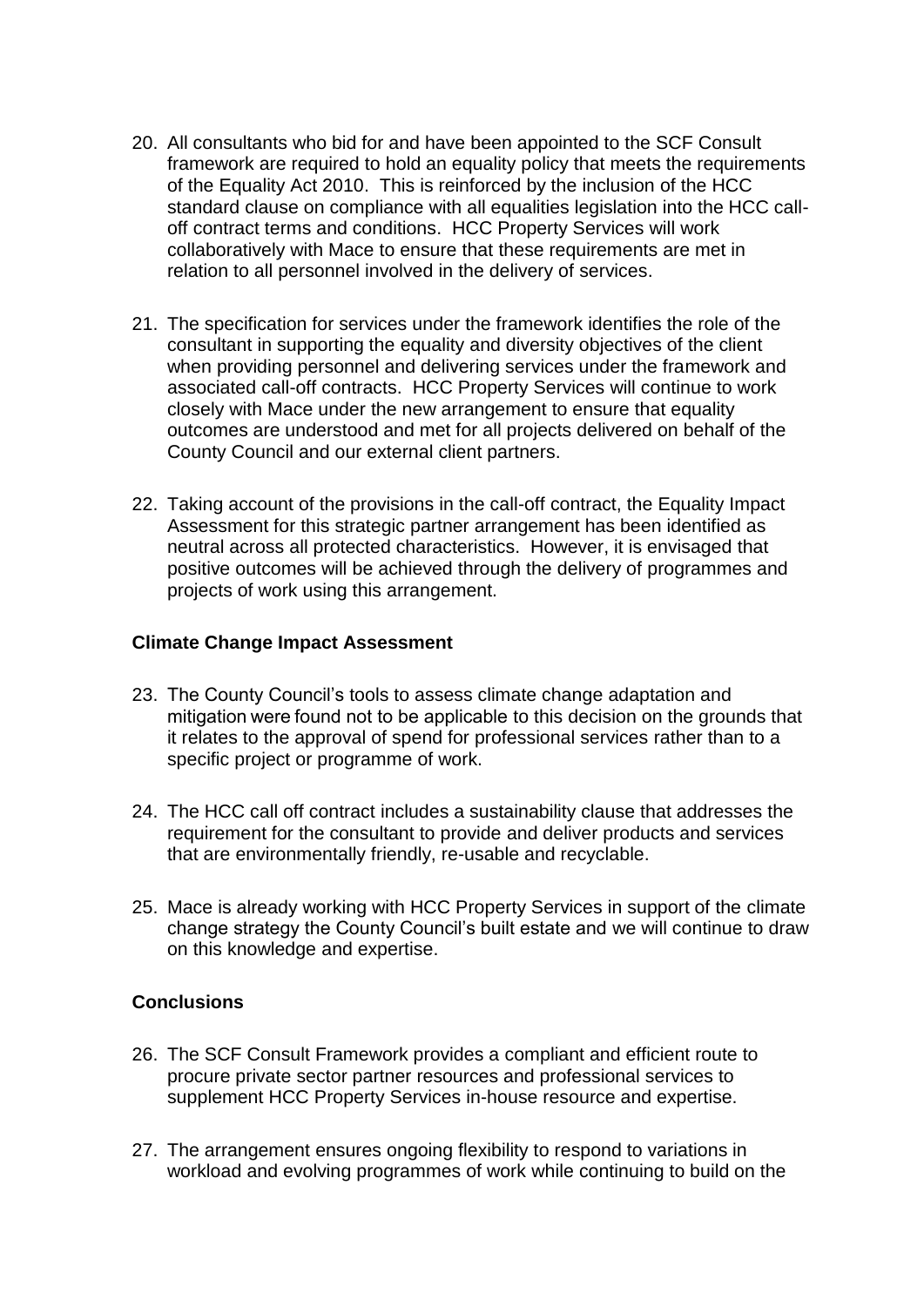20. All consultants who bid for and have been appointed to the SCF Consult framework are required to hold an equality policy that meets the requirements of the Equality Act 2010. This is reinforced by the inclusion of the HCC standard clause on compliance with all equalities legislation into the HCC call-off contract terms and conditions. HCC Property Services will work collaboratively with Mace to ensure that these requirements are met in relation to all personnel involved in the delivery of services.

21. The specification for services under the framework identifies the role of the consultant in supporting the equality and diversity objectives of the client when providing personnel and delivering services under the framework and associated call-off contracts. HCC Property Services will continue to work closely with Mace under the new arrangement to ensure that equality outcomes are understood and met for all projects delivered on behalf of the County Council and our external client partners.

22. Taking account of the provisions in the call-off contract, the Equality Impact Assessment for this strategic partner arrangement has been identified as neutral across all protected characteristics. However, it is envisaged that positive outcomes will be achieved through the delivery of programmes and projects of work using this arrangement.

**Climate Change Impact Assessment**

23. The County Council's tools to assess climate change adaptation and mitigation were found not to be applicable to this decision on the grounds that it relates to the approval of spend for professional services rather than to a specific project or programme of work.

24. The HCC call off contract includes a sustainability clause that addresses the requirement for the consultant to provide and deliver products and services that are environmentally friendly, re-usable and recyclable.

25. Mace is already working with HCC Property Services in support of the climate change strategy the County Council's built estate and we will continue to draw on this knowledge and expertise.

**Conclusions**

26. The SCF Consult Framework provides a compliant and efficient route to procure private sector partner resources and professional services to supplement HCC Property Services in-house resource and expertise.

27. The arrangement ensures ongoing flexibility to respond to variations in workload and evolving programmes of work while continuing to build on the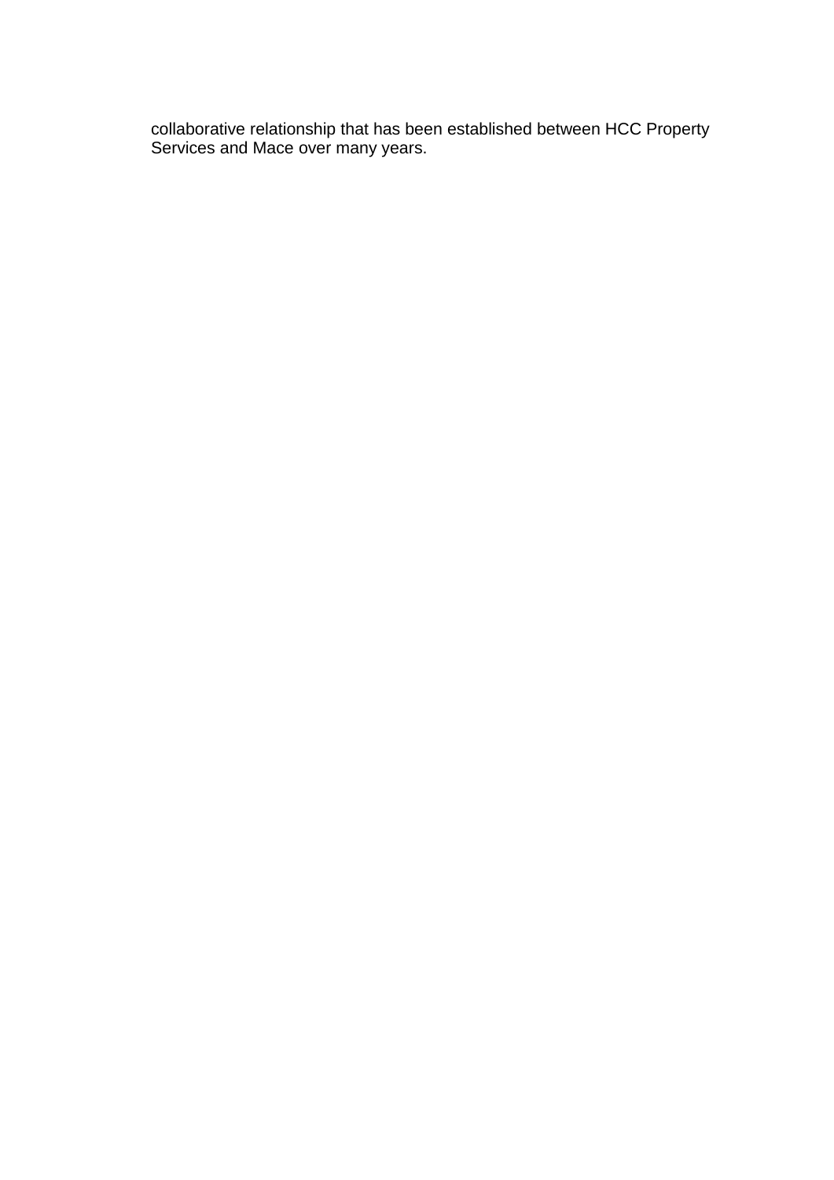collaborative relationship that has been established between HCC Property Services and Mace over many years.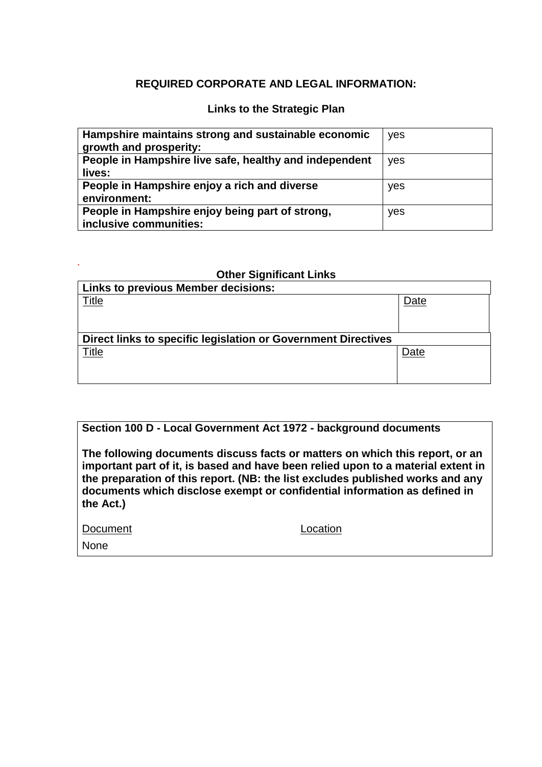## REQUIRED CORPORATE AND LEGAL INFORMATION:

### Links to the Strategic Plan

| | |
|---|---|
| **Hampshire maintains strong and sustainable economic growth and prosperity:** | yes |
| **People in Hampshire live safe, healthy and independent lives:** | yes |
| **People in Hampshire enjoy a rich and diverse environment:** | yes |
| **People in Hampshire enjoy being part of strong, inclusive communities:** | yes |

### Other Significant Links

| **Links to previous Member decisions:** | |
|---|---|
| Title | Date |
| **Direct links to specific legislation or Government Directives** | |
| Title | Date |

**Section 100 D - Local Government Act 1972 - background documents**

**The following documents discuss facts or matters on which this report, or an important part of it, is based and have been relied upon to a material extent in the preparation of this report. (NB: the list excludes published works and any documents which disclose exempt or confidential information as defined in the Act.)**

| Document | Location |
|---|---|
| None | |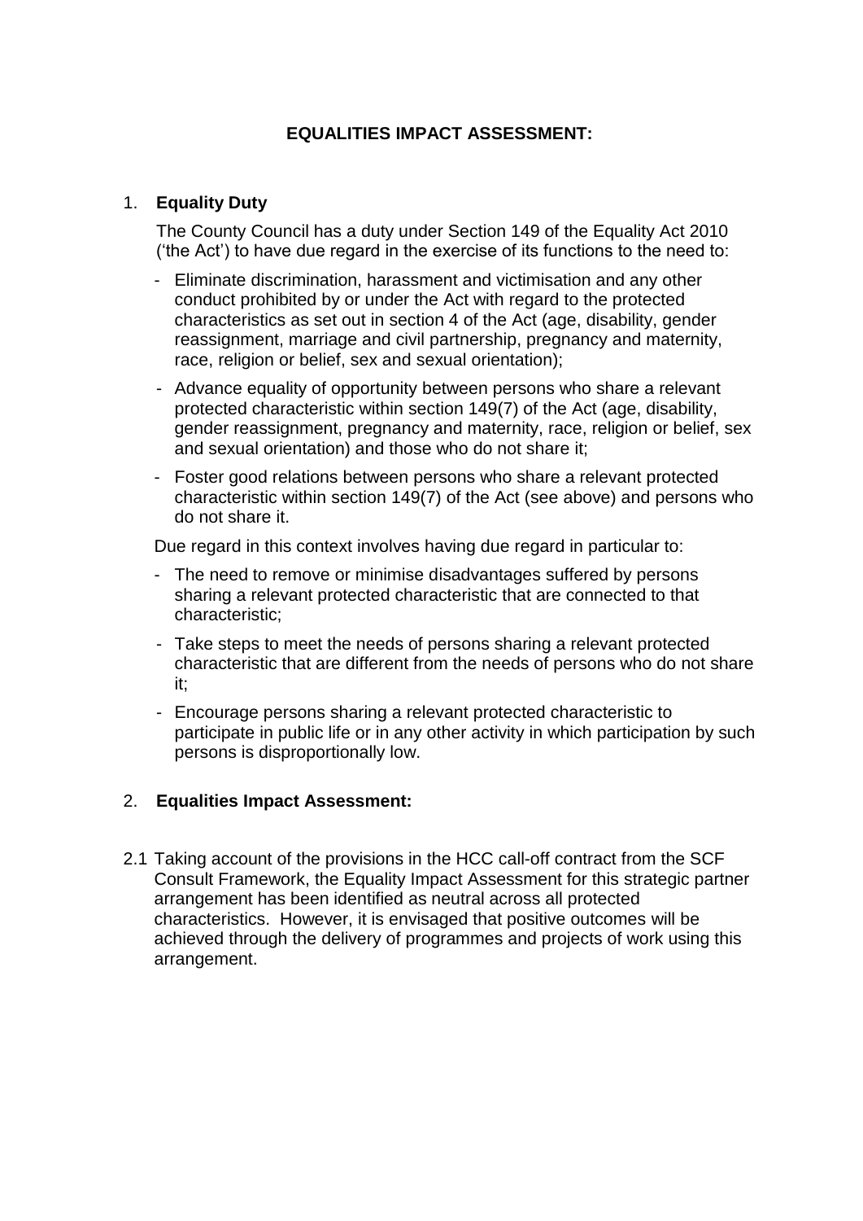# EQUALITIES IMPACT ASSESSMENT:

## 1. Equality Duty

The County Council has a duty under Section 149 of the Equality Act 2010 ('the Act') to have due regard in the exercise of its functions to the need to:

- Eliminate discrimination, harassment and victimisation and any other conduct prohibited by or under the Act with regard to the protected characteristics as set out in section 4 of the Act (age, disability, gender reassignment, marriage and civil partnership, pregnancy and maternity, race, religion or belief, sex and sexual orientation);
- Advance equality of opportunity between persons who share a relevant protected characteristic within section 149(7) of the Act (age, disability, gender reassignment, pregnancy and maternity, race, religion or belief, sex and sexual orientation) and those who do not share it;
- Foster good relations between persons who share a relevant protected characteristic within section 149(7) of the Act (see above) and persons who do not share it.

Due regard in this context involves having due regard in particular to:

- The need to remove or minimise disadvantages suffered by persons sharing a relevant protected characteristic that are connected to that characteristic;
- Take steps to meet the needs of persons sharing a relevant protected characteristic that are different from the needs of persons who do not share it;
- Encourage persons sharing a relevant protected characteristic to participate in public life or in any other activity in which participation by such persons is disproportionally low.

## 2. Equalities Impact Assessment:

2.1 Taking account of the provisions in the HCC call-off contract from the SCF Consult Framework, the Equality Impact Assessment for this strategic partner arrangement has been identified as neutral across all protected characteristics. However, it is envisaged that positive outcomes will be achieved through the delivery of programmes and projects of work using this arrangement.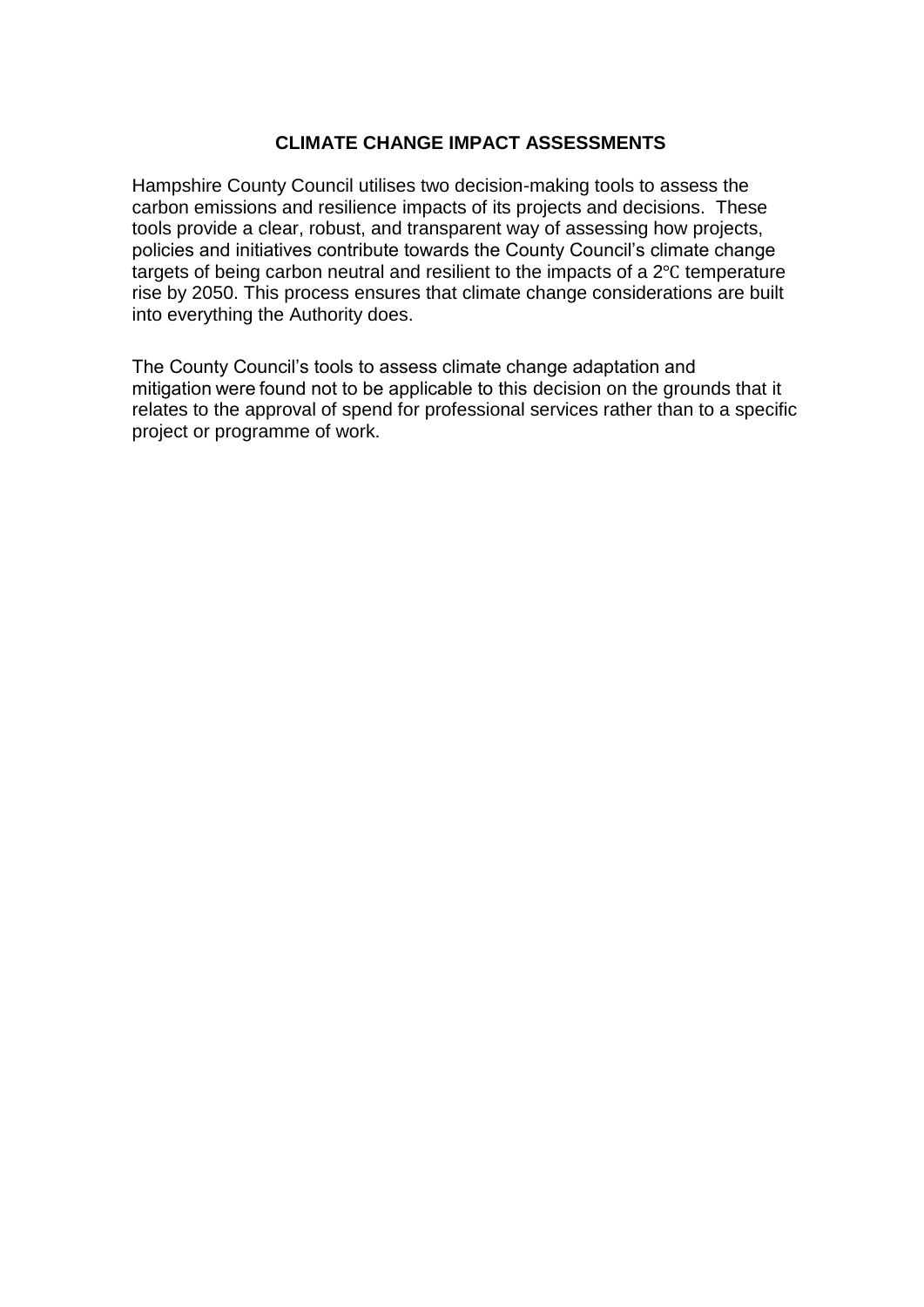# CLIMATE CHANGE IMPACT ASSESSMENTS

Hampshire County Council utilises two decision-making tools to assess the carbon emissions and resilience impacts of its projects and decisions. These tools provide a clear, robust, and transparent way of assessing how projects, policies and initiatives contribute towards the County Council's climate change targets of being carbon neutral and resilient to the impacts of a 2℃ temperature rise by 2050. This process ensures that climate change considerations are built into everything the Authority does.

The County Council's tools to assess climate change adaptation and mitigation were found not to be applicable to this decision on the grounds that it relates to the approval of spend for professional services rather than to a specific project or programme of work.